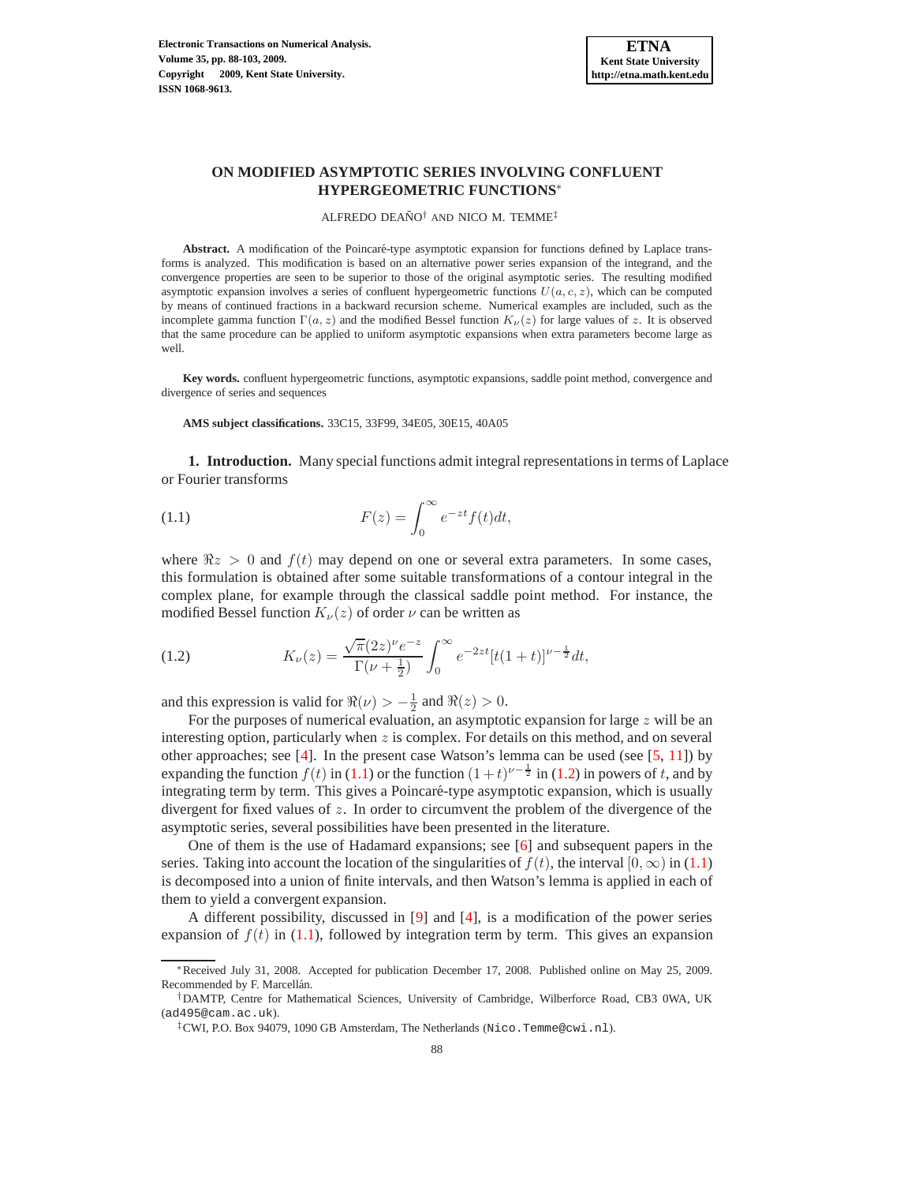# ON MODIFIED ASYMPTOTIC SERIES INVOLVING CONFLUENT HYPERGEOMETRIC FUNCTIONS*

ALFREDO DEAÑO† AND NICO M. TEMME‡

**Abstract.** A modification of the Poincaré-type asymptotic expansion for functions defined by Laplace transforms is analyzed. This modification is based on an alternative power series expansion of the integrand, and the convergence properties are seen to be superior to those of the original asymptotic series. The resulting modified asymptotic expansion involves a series of confluent hypergeometric functions $U(a, c, z)$, which can be computed by means of continued fractions in a backward recursion scheme. Numerical examples are included, such as the incomplete gamma function $\Gamma(a, z)$ and the modified Bessel function $K_\nu(z)$ for large values of $z$. It is observed that the same procedure can be applied to uniform asymptotic expansions when extra parameters become large as well.

**Key words.** confluent hypergeometric functions, asymptotic expansions, saddle point method, convergence and divergence of series and sequences

**AMS subject classifications.** 33C15, 33F99, 34E05, 30E15, 40A05

**1. Introduction.** Many special functions admit integral representations in terms of Laplace or Fourier transforms

$$F(z) = \int_0^\infty e^{-zt} f(t)dt, \tag{1.1}$$

where $\Re z > 0$ and $f(t)$ may depend on one or several extra parameters. In some cases, this formulation is obtained after some suitable transformations of a contour integral in the complex plane, for example through the classical saddle point method. For instance, the modified Bessel function $K_\nu(z)$ of order $\nu$ can be written as

$$K_\nu(z) = \frac{\sqrt{\pi}(2z)^\nu e^{-z}}{\Gamma(\nu + \frac{1}{2})} \int_0^\infty e^{-2zt}[t(1+t)]^{\nu - \frac{1}{2}} dt, \tag{1.2}$$

and this expression is valid for $\Re(\nu) > -\frac{1}{2}$ and $\Re(z) > 0$.

For the purposes of numerical evaluation, an asymptotic expansion for large $z$ will be an interesting option, particularly when $z$ is complex. For details on this method, and on several other approaches; see [4]. In the present case Watson's lemma can be used (see [5, 11]) by expanding the function $f(t)$ in (1.1) or the function $(1+t)^{\nu - \frac{1}{2}}$ in (1.2) in powers of $t$, and by integrating term by term. This gives a Poincaré-type asymptotic expansion, which is usually divergent for fixed values of $z$. In order to circumvent the problem of the divergence of the asymptotic series, several possibilities have been presented in the literature.

One of them is the use of Hadamard expansions; see [6] and subsequent papers in the series. Taking into account the location of the singularities of $f(t)$, the interval $[0, \infty)$ in (1.1) is decomposed into a union of finite intervals, and then Watson's lemma is applied in each of them to yield a convergent expansion.

A different possibility, discussed in [9] and [4], is a modification of the power series expansion of $f(t)$ in (1.1), followed by integration term by term. This gives an expansion

---

*Received July 31, 2008. Accepted for publication December 17, 2008. Published online on May 25, 2009. Recommended by F. Marcellán.

†DAMTP, Centre for Mathematical Sciences, University of Cambridge, Wilberforce Road, CB3 0WA, UK (ad495@cam.ac.uk).

‡CWI, P.O. Box 94079, 1090 GB Amsterdam, The Netherlands (Nico.Temme@cwi.nl).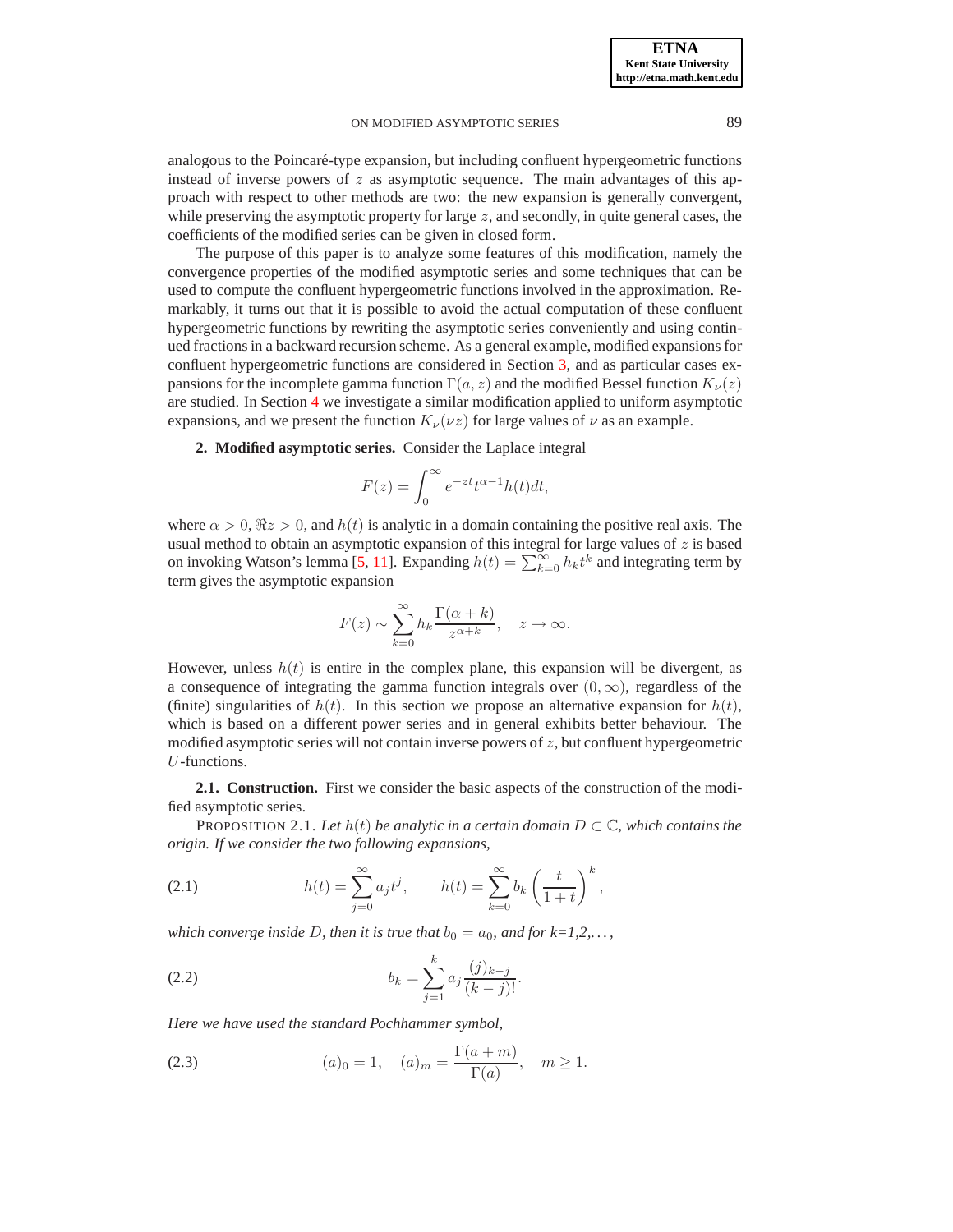analogous to the Poincaré-type expansion, but including confluent hypergeometric functions instead of inverse powers of $z$ as asymptotic sequence. The main advantages of this approach with respect to other methods are two: the new expansion is generally convergent, while preserving the asymptotic property for large $z$, and secondly, in quite general cases, the coefficients of the modified series can be given in closed form.

The purpose of this paper is to analyze some features of this modification, namely the convergence properties of the modified asymptotic series and some techniques that can be used to compute the confluent hypergeometric functions involved in the approximation. Remarkably, it turns out that it is possible to avoid the actual computation of these confluent hypergeometric functions by rewriting the asymptotic series conveniently and using continued fractions in a backward recursion scheme. As a general example, modified expansions for confluent hypergeometric functions are considered in Section 3, and as particular cases expansions for the incomplete gamma function $\Gamma(a, z)$ and the modified Bessel function $K_\nu(z)$ are studied. In Section 4 we investigate a similar modification applied to uniform asymptotic expansions, and we present the function $K_\nu(\nu z)$ for large values of $\nu$ as an example.

## 2. Modified asymptotic series.

Consider the Laplace integral

$$F(z) = \int_0^\infty e^{-zt} t^{\alpha-1} h(t) dt,$$

where $\alpha > 0$, $\Re z > 0$, and $h(t)$ is analytic in a domain containing the positive real axis. The usual method to obtain an asymptotic expansion of this integral for large values of $z$ is based on invoking Watson's lemma [5, 11]. Expanding $h(t) = \sum_{k=0}^\infty h_k t^k$ and integrating term by term gives the asymptotic expansion

$$F(z) \sim \sum_{k=0}^\infty h_k \frac{\Gamma(\alpha+k)}{z^{\alpha+k}}, \quad z \to \infty.$$

However, unless $h(t)$ is entire in the complex plane, this expansion will be divergent, as a consequence of integrating the gamma function integrals over $(0, \infty)$, regardless of the (finite) singularities of $h(t)$. In this section we propose an alternative expansion for $h(t)$, which is based on a different power series and in general exhibits better behaviour. The modified asymptotic series will not contain inverse powers of $z$, but confluent hypergeometric $U$-functions.

### 2.1. Construction.

First we consider the basic aspects of the construction of the modified asymptotic series.

PROPOSITION 2.1. *Let $h(t)$ be analytic in a certain domain $D \subset \mathbb{C}$, which contains the origin. If we consider the two following expansions,*

$$h(t) = \sum_{j=0}^\infty a_j t^j, \qquad h(t) = \sum_{k=0}^\infty b_k \left(\frac{t}{1+t}\right)^k, \tag{2.1}$$

*which converge inside $D$, then it is true that $b_0 = a_0$, and for k=1,2,...,*

$$b_k = \sum_{j=1}^k a_j \frac{(j)_{k-j}}{(k-j)!}. \tag{2.2}$$

*Here we have used the standard Pochhammer symbol,*

$$(a)_0 = 1, \quad (a)_m = \frac{\Gamma(a+m)}{\Gamma(a)}, \quad m \geq 1. \tag{2.3}$$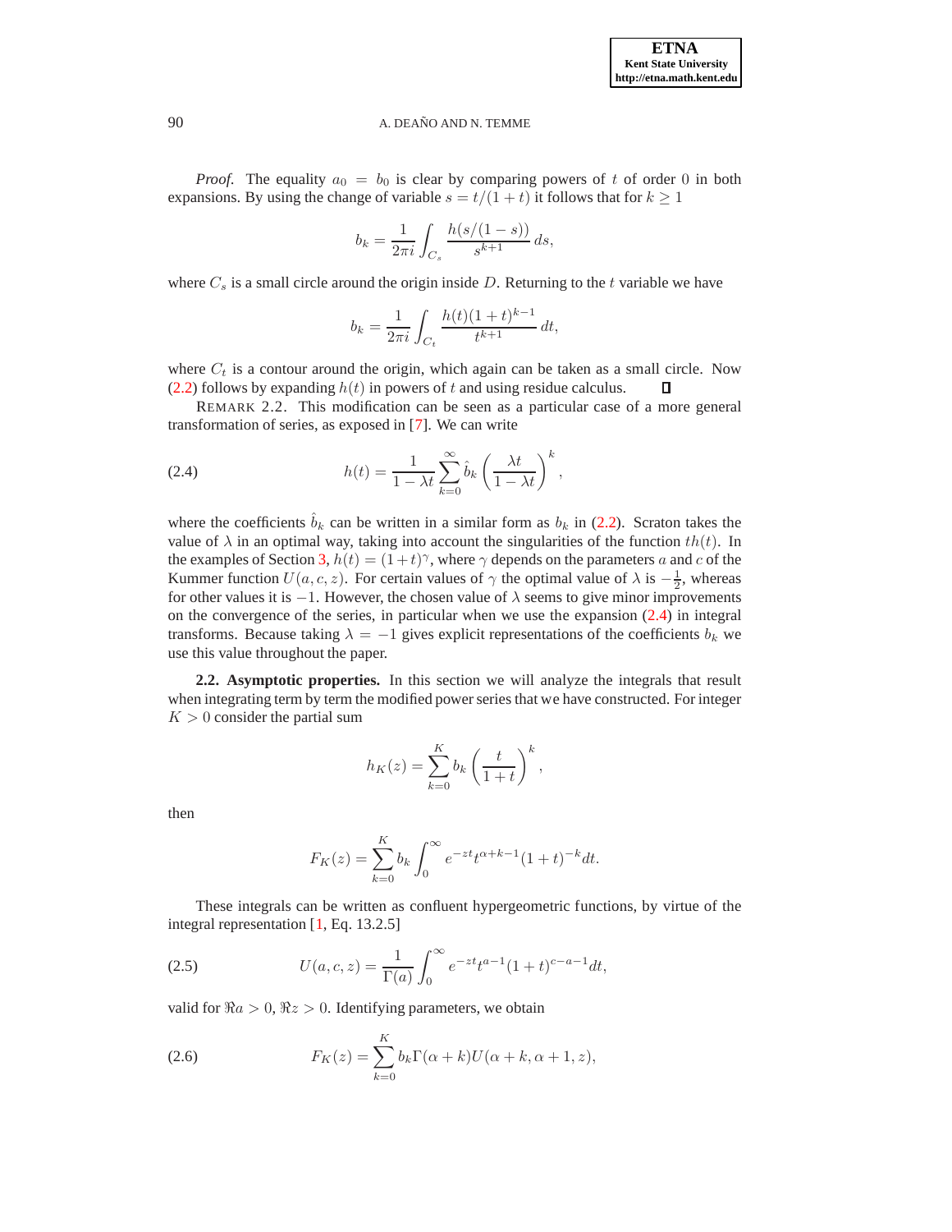*Proof.* The equality $a_0 = b_0$ is clear by comparing powers of $t$ of order $0$ in both expansions. By using the change of variable $s = t/(1+t)$ it follows that for $k \geq 1$

$$b_k = \frac{1}{2\pi i}\int_{C_s} \frac{h(s/(1-s))}{s^{k+1}}\, ds,$$

where $C_s$ is a small circle around the origin inside $D$. Returning to the $t$ variable we have

$$b_k = \frac{1}{2\pi i}\int_{C_t} \frac{h(t)(1+t)^{k-1}}{t^{k+1}}\, dt,$$

where $C_t$ is a contour around the origin, which again can be taken as a small circle. Now (2.2) follows by expanding $h(t)$ in powers of $t$ and using residue calculus. ∎

REMARK 2.2. This modification can be seen as a particular case of a more general transformation of series, as exposed in [7]. We can write

$$h(t) = \frac{1}{1-\lambda t}\sum_{k=0}^{\infty} \hat{b}_k \left(\frac{\lambda t}{1-\lambda t}\right)^k, \tag{2.4}$$

where the coefficients $\hat{b}_k$ can be written in a similar form as $b_k$ in (2.2). Scraton takes the value of $\lambda$ in an optimal way, taking into account the singularities of the function $th(t)$. In the examples of Section 3, $h(t) = (1+t)^\gamma$, where $\gamma$ depends on the parameters $a$ and $c$ of the Kummer function $U(a,c,z)$. For certain values of $\gamma$ the optimal value of $\lambda$ is $-\frac{1}{2}$, whereas for other values it is $-1$. However, the chosen value of $\lambda$ seems to give minor improvements on the convergence of the series, in particular when we use the expansion (2.4) in integral transforms. Because taking $\lambda = -1$ gives explicit representations of the coefficients $b_k$ we use this value throughout the paper.

**2.2. Asymptotic properties.** In this section we will analyze the integrals that result when integrating term by term the modified power series that we have constructed. For integer $K > 0$ consider the partial sum

$$h_K(z) = \sum_{k=0}^{K} b_k \left(\frac{t}{1+t}\right)^k,$$

then

$$F_K(z) = \sum_{k=0}^{K} b_k \int_0^\infty e^{-zt} t^{\alpha+k-1}(1+t)^{-k} dt.$$

These integrals can be written as confluent hypergeometric functions, by virtue of the integral representation [1, Eq. 13.2.5]

$$U(a,c,z) = \frac{1}{\Gamma(a)}\int_0^\infty e^{-zt} t^{a-1}(1+t)^{c-a-1} dt, \tag{2.5}$$

valid for $\Re a > 0$, $\Re z > 0$. Identifying parameters, we obtain

$$F_K(z) = \sum_{k=0}^{K} b_k \Gamma(\alpha+k) U(\alpha+k, \alpha+1, z), \tag{2.6}$$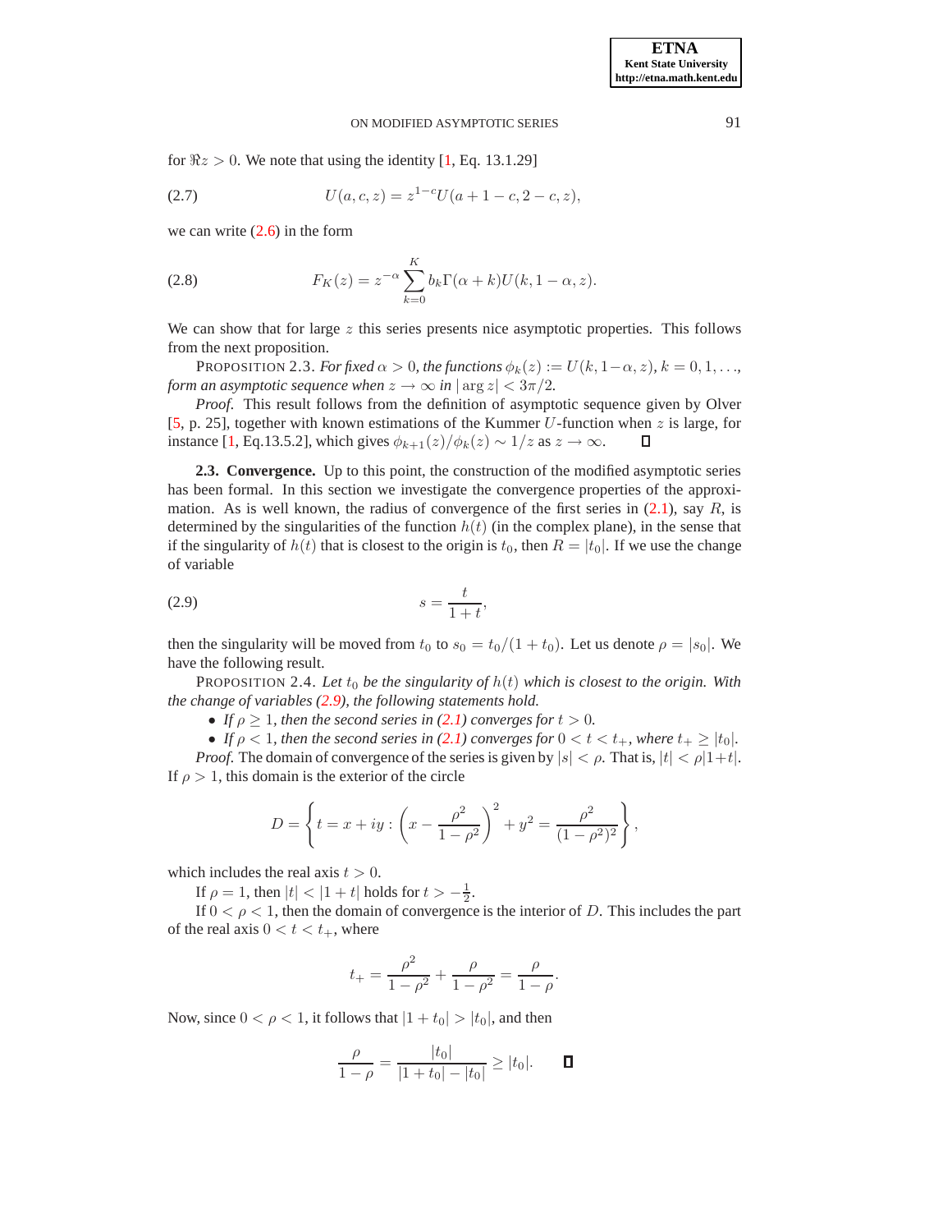for $\Re z > 0$. We note that using the identity [1, Eq. 13.1.29]

$$U(a, c, z) = z^{1-c} U(a + 1 - c, 2 - c, z), \tag{2.7}$$

we can write (2.6) in the form

$$F_K(z) = z^{-\alpha} \sum_{k=0}^{K} b_k \Gamma(\alpha + k) U(k, 1 - \alpha, z). \tag{2.8}$$

We can show that for large $z$ this series presents nice asymptotic properties. This follows from the next proposition.

PROPOSITION 2.3. *For fixed $\alpha > 0$, the functions $\phi_k(z) := U(k, 1-\alpha, z)$, $k = 0, 1, \ldots$, form an asymptotic sequence when $z \to \infty$ in $|\arg z| < 3\pi/2$.*

*Proof.* This result follows from the definition of asymptotic sequence given by Olver [5, p. 25], together with known estimations of the Kummer $U$-function when $z$ is large, for instance [1, Eq.13.5.2], which gives $\phi_{k+1}(z)/\phi_k(z) \sim 1/z$ as $z \to \infty$. $\square$

### 2.3. Convergence.

Up to this point, the construction of the modified asymptotic series has been formal. In this section we investigate the convergence properties of the approximation. As is well known, the radius of convergence of the first series in (2.1), say $R$, is determined by the singularities of the function $h(t)$ (in the complex plane), in the sense that if the singularity of $h(t)$ that is closest to the origin is $t_0$, then $R = |t_0|$. If we use the change of variable

$$s = \frac{t}{1+t}, \tag{2.9}$$

then the singularity will be moved from $t_0$ to $s_0 = t_0/(1 + t_0)$. Let us denote $\rho = |s_0|$. We have the following result.

PROPOSITION 2.4. *Let $t_0$ be the singularity of $h(t)$ which is closest to the origin. With the change of variables (2.9), the following statements hold.*

- *If $\rho \geq 1$, then the second series in (2.1) converges for $t > 0$.*
- *If $\rho < 1$, then the second series in (2.1) converges for $0 < t < t_+$, where $t_+ \geq |t_0|$.*

*Proof.* The domain of convergence of the series is given by $|s| < \rho$. That is, $|t| < \rho|1+t|$. If $\rho > 1$, this domain is the exterior of the circle

$$D = \left\{ t = x + iy : \left( x - \frac{\rho^2}{1-\rho^2} \right)^2 + y^2 = \frac{\rho^2}{(1-\rho^2)^2} \right\},$$

which includes the real axis $t > 0$.

If $\rho = 1$, then $|t| < |1 + t|$ holds for $t > -\frac{1}{2}$.

If $0 < \rho < 1$, then the domain of convergence is the interior of $D$. This includes the part of the real axis $0 < t < t_+$, where

$$t_+ = \frac{\rho^2}{1-\rho^2} + \frac{\rho}{1-\rho^2} = \frac{\rho}{1-\rho}.$$

Now, since $0 < \rho < 1$, it follows that $|1 + t_0| > |t_0|$, and then

$$\frac{\rho}{1-\rho} = \frac{|t_0|}{|1+t_0| - |t_0|} \geq |t_0|. \qquad \square$$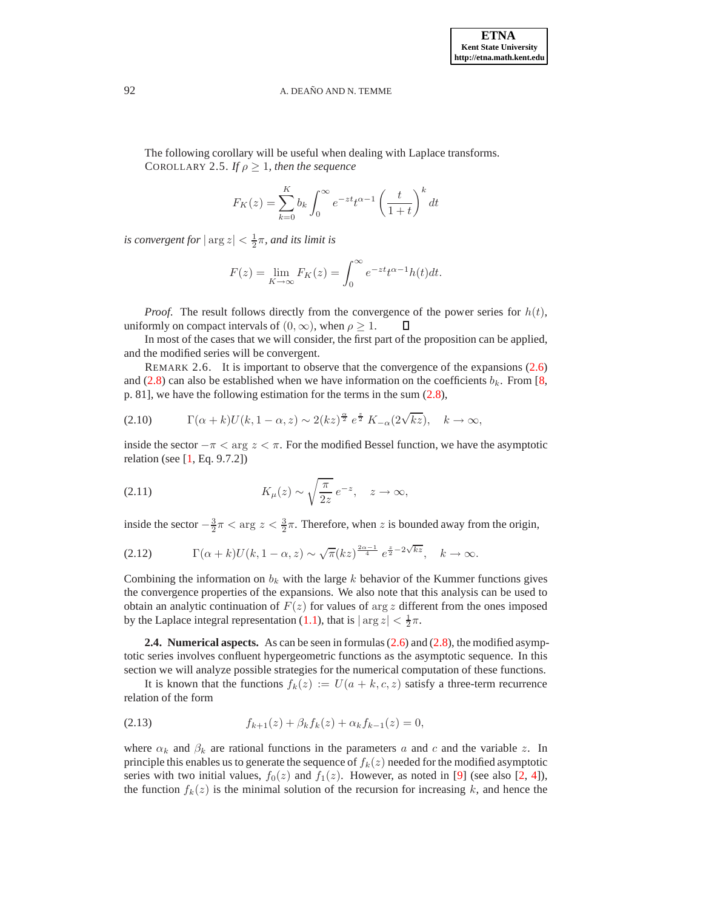The following corollary will be useful when dealing with Laplace transforms.

COROLLARY 2.5. *If $\rho \geq 1$, then the sequence*

$$F_K(z) = \sum_{k=0}^{K} b_k \int_0^\infty e^{-zt} t^{\alpha-1} \left(\frac{t}{1+t}\right)^k dt$$

*is convergent for $|\arg z| < \frac{1}{2}\pi$, and its limit is*

$$F(z) = \lim_{K\to\infty} F_K(z) = \int_0^\infty e^{-zt} t^{\alpha-1} h(t) dt.$$

*Proof.* The result follows directly from the convergence of the power series for $h(t)$, uniformly on compact intervals of $(0,\infty)$, when $\rho \geq 1$. ∎

In most of the cases that we will consider, the first part of the proposition can be applied, and the modified series will be convergent.

REMARK 2.6. It is important to observe that the convergence of the expansions (2.6) and (2.8) can also be established when we have information on the coefficients $b_k$. From [8, p. 81], we have the following estimation for the terms in the sum (2.8),

$$\Gamma(\alpha+k)U(k, 1-\alpha, z) \sim 2(kz)^{\frac{\alpha}{2}}\, e^{\frac{z}{2}}\, K_{-\alpha}(2\sqrt{kz}), \quad k \to \infty, \tag{2.10}$$

inside the sector $-\pi < \arg z < \pi$. For the modified Bessel function, we have the asymptotic relation (see [1, Eq. 9.7.2])

$$K_\mu(z) \sim \sqrt{\frac{\pi}{2z}}\, e^{-z}, \quad z \to \infty, \tag{2.11}$$

inside the sector $-\frac{3}{2}\pi < \arg z < \frac{3}{2}\pi$. Therefore, when $z$ is bounded away from the origin,

$$\Gamma(\alpha+k)U(k, 1-\alpha, z) \sim \sqrt{\pi}(kz)^{\frac{2\alpha-1}{4}}\, e^{\frac{z}{2} - 2\sqrt{kz}}, \quad k \to \infty. \tag{2.12}$$

Combining the information on $b_k$ with the large $k$ behavior of the Kummer functions gives the convergence properties of the expansions. We also note that this analysis can be used to obtain an analytic continuation of $F(z)$ for values of $\arg z$ different from the ones imposed by the Laplace integral representation (1.1), that is $|\arg z| < \frac{1}{2}\pi$.

**2.4. Numerical aspects.** As can be seen in formulas (2.6) and (2.8), the modified asymptotic series involves confluent hypergeometric functions as the asymptotic sequence. In this section we will analyze possible strategies for the numerical computation of these functions.

It is known that the functions $f_k(z) := U(a+k, c, z)$ satisfy a three-term recurrence relation of the form

$$f_{k+1}(z) + \beta_k f_k(z) + \alpha_k f_{k-1}(z) = 0, \tag{2.13}$$

where $\alpha_k$ and $\beta_k$ are rational functions in the parameters $a$ and $c$ and the variable $z$. In principle this enables us to generate the sequence of $f_k(z)$ needed for the modified asymptotic series with two initial values, $f_0(z)$ and $f_1(z)$. However, as noted in [9] (see also [2, 4]), the function $f_k(z)$ is the minimal solution of the recursion for increasing $k$, and hence the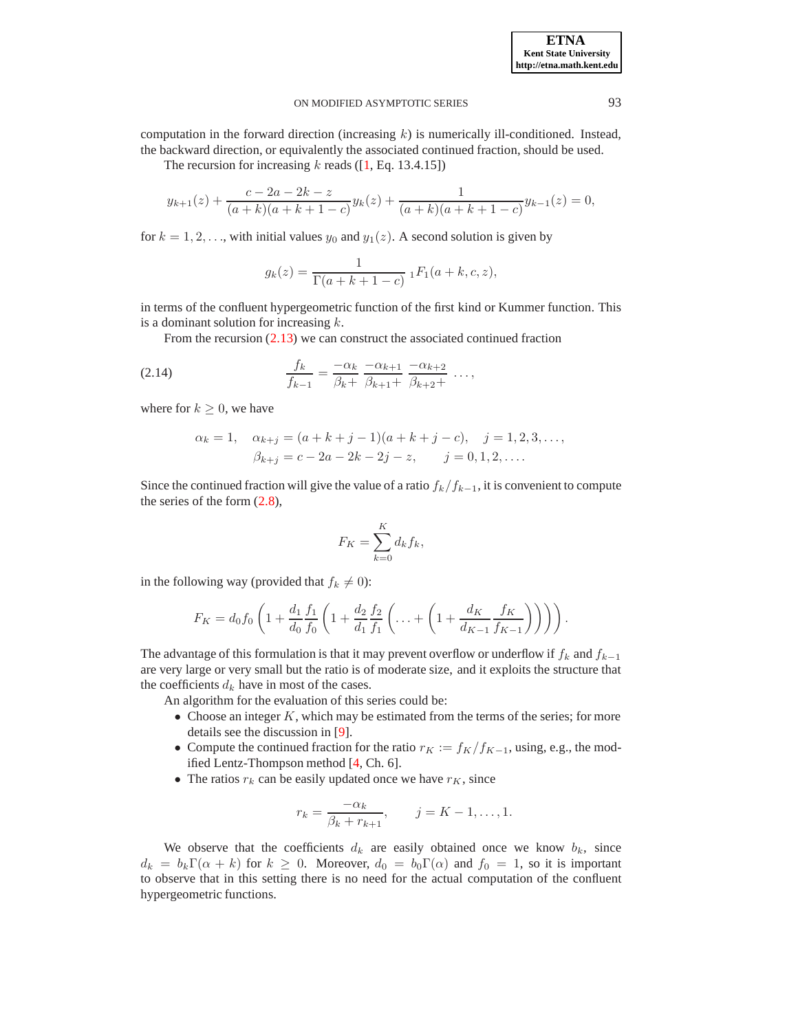computation in the forward direction (increasing $k$) is numerically ill-conditioned. Instead, the backward direction, or equivalently the associated continued fraction, should be used.

The recursion for increasing $k$ reads ([1, Eq. 13.4.15])

$$y_{k+1}(z) + \frac{c-2a-2k-z}{(a+k)(a+k+1-c)} y_k(z) + \frac{1}{(a+k)(a+k+1-c)} y_{k-1}(z) = 0,$$

for $k = 1, 2, \ldots$, with initial values $y_0$ and $y_1(z)$. A second solution is given by

$$g_k(z) = \frac{1}{\Gamma(a+k+1-c)}\, {}_1F_1(a+k, c, z),$$

in terms of the confluent hypergeometric function of the first kind or Kummer function. This is a dominant solution for increasing $k$.

From the recursion (2.13) we can construct the associated continued fraction

$$\frac{f_k}{f_{k-1}} = \frac{-\alpha_k}{\beta_k +}\, \frac{-\alpha_{k+1}}{\beta_{k+1}+}\, \frac{-\alpha_{k+2}}{\beta_{k+2}+} \,\cdots, \tag{2.14}$$

where for $k \geq 0$, we have

$$\alpha_k = 1, \quad \alpha_{k+j} = (a+k+j-1)(a+k+j-c), \quad j = 1, 2, 3, \ldots,$$
$$\beta_{k+j} = c - 2a - 2k - 2j - z, \qquad j = 0, 1, 2, \ldots.$$

Since the continued fraction will give the value of a ratio $f_k/f_{k-1}$, it is convenient to compute the series of the form (2.8),

$$F_K = \sum_{k=0}^{K} d_k f_k,$$

in the following way (provided that $f_k \neq 0$):

$$F_K = d_0 f_0 \left(1 + \frac{d_1}{d_0}\frac{f_1}{f_0}\left(1 + \frac{d_2}{d_1}\frac{f_2}{f_1}\left(\ldots + \left(1 + \frac{d_K}{d_{K-1}}\frac{f_K}{f_{K-1}}\right)\right)\right)\right).$$

The advantage of this formulation is that it may prevent overflow or underflow if $f_k$ and $f_{k-1}$ are very large or very small but the ratio is of moderate size, and it exploits the structure that the coefficients $d_k$ have in most of the cases.

An algorithm for the evaluation of this series could be:

- Choose an integer $K$, which may be estimated from the terms of the series; for more details see the discussion in [9].
- Compute the continued fraction for the ratio $r_K := f_K/f_{K-1}$, using, e.g., the modified Lentz-Thompson method [4, Ch. 6].
- The ratios $r_k$ can be easily updated once we have $r_K$, since

$$r_k = \frac{-\alpha_k}{\beta_k + r_{k+1}}, \qquad j = K-1, \ldots, 1.$$

We observe that the coefficients $d_k$ are easily obtained once we know $b_k$, since $d_k = b_k \Gamma(\alpha + k)$ for $k \geq 0$. Moreover, $d_0 = b_0 \Gamma(\alpha)$ and $f_0 = 1$, so it is important to observe that in this setting there is no need for the actual computation of the confluent hypergeometric functions.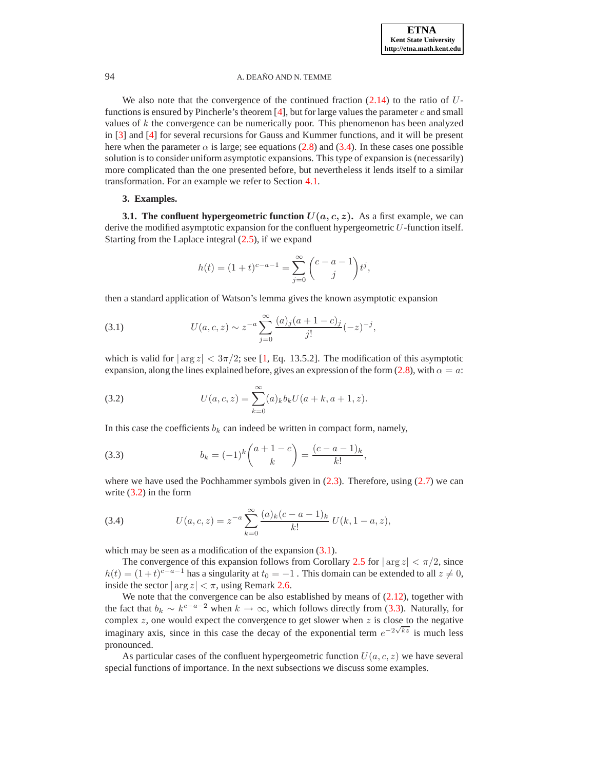We also note that the convergence of the continued fraction (2.14) to the ratio of $U$-functions is ensured by Pincherle's theorem [4], but for large values the parameter $c$ and small values of $k$ the convergence can be numerically poor. This phenomenon has been analyzed in [3] and [4] for several recursions for Gauss and Kummer functions, and it will be present here when the parameter $\alpha$ is large; see equations (2.8) and (3.4). In these cases one possible solution is to consider uniform asymptotic expansions. This type of expansion is (necessarily) more complicated than the one presented before, but nevertheless it lends itself to a similar transformation. For an example we refer to Section 4.1.

## 3. Examples.

**3.1. The confluent hypergeometric function $U(a, c, z)$.** As a first example, we can derive the modified asymptotic expansion for the confluent hypergeometric $U$-function itself. Starting from the Laplace integral (2.5), if we expand

$$h(t) = (1+t)^{c-a-1} = \sum_{j=0}^{\infty} \binom{c-a-1}{j} t^j,$$

then a standard application of Watson's lemma gives the known asymptotic expansion

$$U(a,c,z) \sim z^{-a} \sum_{j=0}^{\infty} \frac{(a)_j (a+1-c)_j}{j!} (-z)^{-j}, \tag{3.1}$$

which is valid for $|\arg z| < 3\pi/2$; see [1, Eq. 13.5.2]. The modification of this asymptotic expansion, along the lines explained before, gives an expression of the form (2.8), with $\alpha = a$:

$$U(a,c,z) = \sum_{k=0}^{\infty} (a)_k b_k U(a+k, a+1, z). \tag{3.2}$$

In this case the coefficients $b_k$ can indeed be written in compact form, namely,

$$b_k = (-1)^k \binom{a+1-c}{k} = \frac{(c-a-1)_k}{k!}, \tag{3.3}$$

where we have used the Pochhammer symbols given in (2.3). Therefore, using (2.7) we can write (3.2) in the form

$$U(a,c,z) = z^{-a} \sum_{k=0}^{\infty} \frac{(a)_k (c-a-1)_k}{k!}\, U(k, 1-a, z), \tag{3.4}$$

which may be seen as a modification of the expansion (3.1).

The convergence of this expansion follows from Corollary 2.5 for $|\arg z| < \pi/2$, since $h(t) = (1+t)^{c-a-1}$ has a singularity at $t_0 = -1$ . This domain can be extended to all $z \neq 0$, inside the sector $|\arg z| < \pi$, using Remark 2.6.

We note that the convergence can be also established by means of (2.12), together with the fact that $b_k \sim k^{c-a-2}$ when $k \to \infty$, which follows directly from (3.3). Naturally, for complex $z$, one would expect the convergence to get slower when $z$ is close to the negative imaginary axis, since in this case the decay of the exponential term $e^{-2\sqrt{kz}}$ is much less pronounced.

As particular cases of the confluent hypergeometric function $U(a, c, z)$ we have several special functions of importance. In the next subsections we discuss some examples.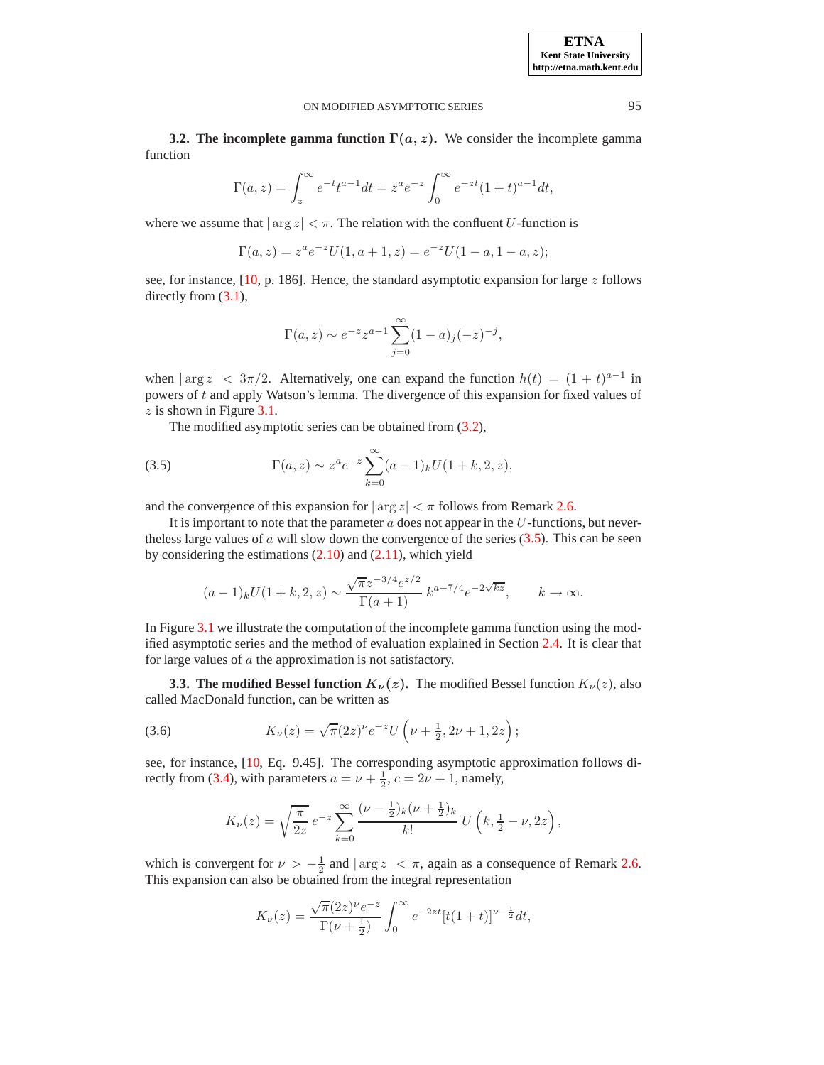### 3.2. The incomplete gamma function $\Gamma(a,z)$.

We consider the incomplete gamma function

$$\Gamma(a,z) = \int_z^\infty e^{-t} t^{a-1} dt = z^a e^{-z} \int_0^\infty e^{-zt} (1+t)^{a-1} dt,$$

where we assume that $|\arg z| < \pi$. The relation with the confluent $U$-function is

$$\Gamma(a,z) = z^a e^{-z} U(1, a+1, z) = e^{-z} U(1-a, 1-a, z);$$

see, for instance, [10, p. 186]. Hence, the standard asymptotic expansion for large $z$ follows directly from (3.1),

$$\Gamma(a,z) \sim e^{-z} z^{a-1} \sum_{j=0}^{\infty} (1-a)_j (-z)^{-j},$$

when $|\arg z| < 3\pi/2$. Alternatively, one can expand the function $h(t) = (1+t)^{a-1}$ in powers of $t$ and apply Watson's lemma. The divergence of this expansion for fixed values of $z$ is shown in Figure 3.1.

The modified asymptotic series can be obtained from (3.2),

$$\Gamma(a,z) \sim z^a e^{-z} \sum_{k=0}^{\infty} (a-1)_k U(1+k, 2, z), \tag{3.5}$$

and the convergence of this expansion for $|\arg z| < \pi$ follows from Remark 2.6.

It is important to note that the parameter $a$ does not appear in the $U$-functions, but nevertheless large values of $a$ will slow down the convergence of the series (3.5). This can be seen by considering the estimations (2.10) and (2.11), which yield

$$(a-1)_k U(1+k, 2, z) \sim \frac{\sqrt{\pi} z^{-3/4} e^{z/2}}{\Gamma(a+1)} \, k^{a-7/4} e^{-2\sqrt{kz}}, \qquad k \to \infty.$$

In Figure 3.1 we illustrate the computation of the incomplete gamma function using the modified asymptotic series and the method of evaluation explained in Section 2.4. It is clear that for large values of $a$ the approximation is not satisfactory.

### 3.3. The modified Bessel function $K_\nu(z)$.

The modified Bessel function $K_\nu(z)$, also called MacDonald function, can be written as

$$K_\nu(z) = \sqrt{\pi} (2z)^\nu e^{-z} U\left(\nu + \tfrac{1}{2}, 2\nu + 1, 2z\right); \tag{3.6}$$

see, for instance, [10, Eq. 9.45]. The corresponding asymptotic approximation follows directly from (3.4), with parameters $a = \nu + \frac{1}{2}$, $c = 2\nu + 1$, namely,

$$K_\nu(z) = \sqrt{\frac{\pi}{2z}}\, e^{-z} \sum_{k=0}^{\infty} \frac{(\nu - \frac{1}{2})_k (\nu + \frac{1}{2})_k}{k!}\, U\left(k, \tfrac{1}{2} - \nu, 2z\right),$$

which is convergent for $\nu > -\frac{1}{2}$ and $|\arg z| < \pi$, again as a consequence of Remark 2.6. This expansion can also be obtained from the integral representation

$$K_\nu(z) = \frac{\sqrt{\pi}(2z)^\nu e^{-z}}{\Gamma(\nu + \frac{1}{2})} \int_0^\infty e^{-2zt} [t(1+t)]^{\nu - \frac{1}{2}} dt,$$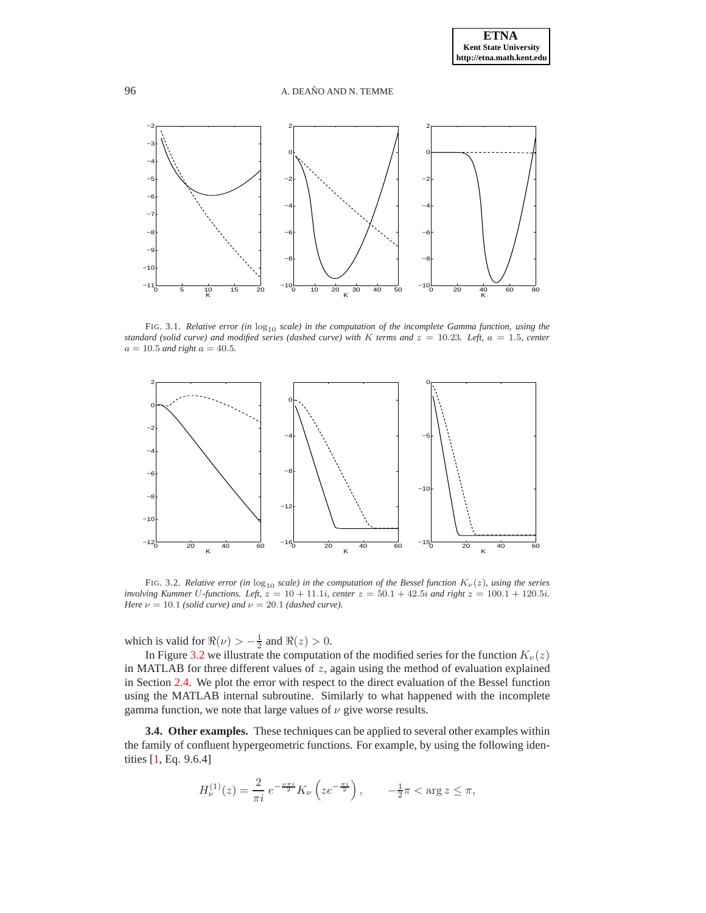FIG. 3.1. *Relative error (in $\log_{10}$ scale) in the computation of the incomplete Gamma function, using the standard (solid curve) and modified series (dashed curve) with $K$ terms and $z = 10.23$. Left, $a = 1.5$, center $a = 10.5$ and right $a = 40.5$.*

FIG. 3.2. *Relative error (in $\log_{10}$ scale) in the computation of the Bessel function $K_\nu(z)$, using the series involving Kummer $U$-functions. Left, $z = 10 + 11.1i$, center $z = 50.1 + 42.5i$ and right $z = 100.1 + 120.5i$. Here $\nu = 10.1$ (solid curve) and $\nu = 20.1$ (dashed curve).*

which is valid for $\Re(\nu) > -\frac{1}{2}$ and $\Re(z) > 0$.

In Figure 3.2 we illustrate the computation of the modified series for the function $K_\nu(z)$ in MATLAB for three different values of $z$, again using the method of evaluation explained in Section 2.4. We plot the error with respect to the direct evaluation of the Bessel function using the MATLAB internal subroutine. Similarly to what happened with the incomplete gamma function, we note that large values of $\nu$ give worse results.

**3.4. Other examples.** These techniques can be applied to several other examples within the family of confluent hypergeometric functions. For example, by using the following identities [1, Eq. 9.6.4]

$$H_\nu^{(1)}(z) = \frac{2}{\pi i}\, e^{-\frac{\nu\pi i}{2}} K_\nu\left(z e^{-\frac{\pi i}{2}}\right), \qquad -\tfrac{1}{2}\pi < \arg z \le \pi,$$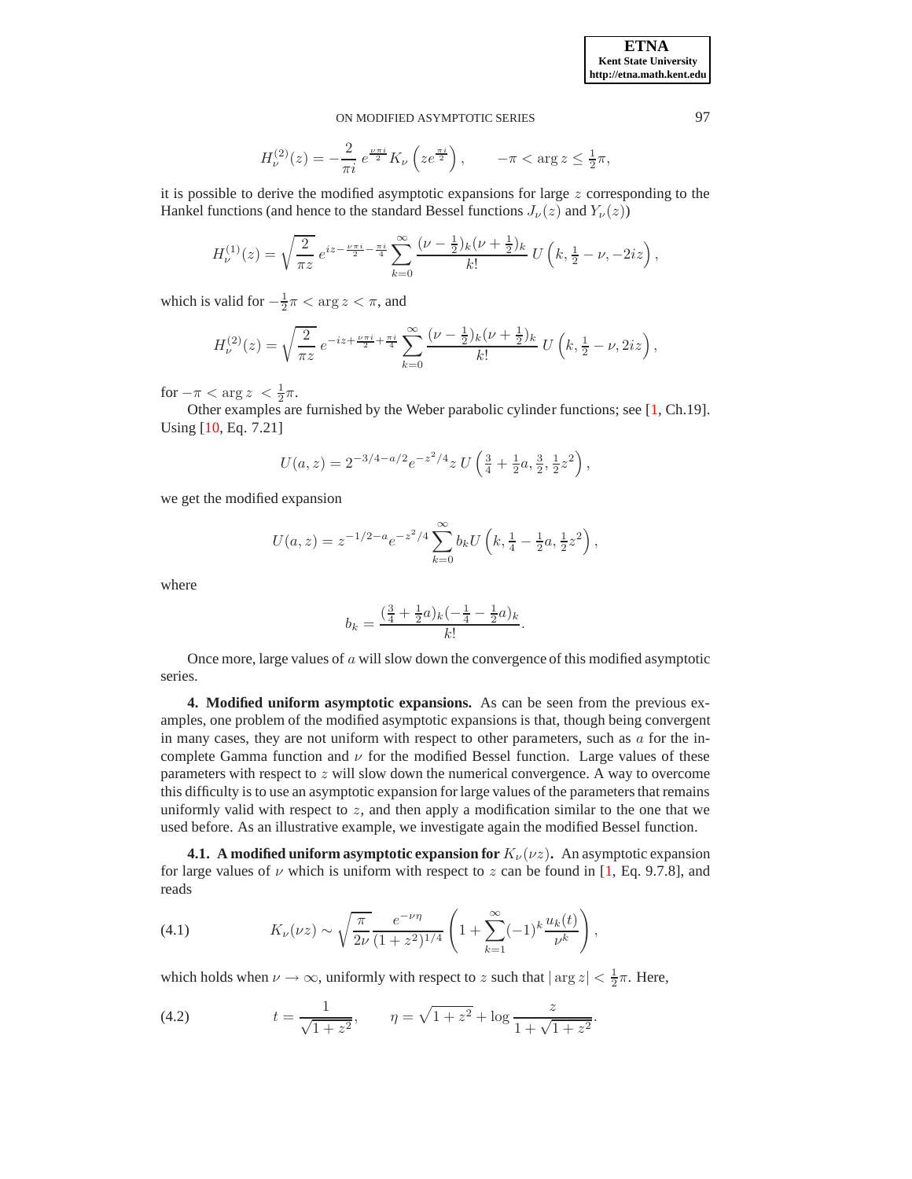$$H_\nu^{(2)}(z) = -\frac{2}{\pi i}\, e^{\frac{\nu\pi i}{2}} K_\nu\left(z e^{\frac{\pi i}{2}}\right), \qquad -\pi < \arg z \le \tfrac{1}{2}\pi,$$

it is possible to derive the modified asymptotic expansions for large $z$ corresponding to the Hankel functions (and hence to the standard Bessel functions $J_\nu(z)$ and $Y_\nu(z)$)

$$H_\nu^{(1)}(z) = \sqrt{\frac{2}{\pi z}}\, e^{iz - \frac{\nu\pi i}{2} - \frac{\pi i}{4}} \sum_{k=0}^{\infty} \frac{(\nu - \frac{1}{2})_k (\nu + \frac{1}{2})_k}{k!}\, U\left(k, \tfrac{1}{2} - \nu, -2iz\right),$$

which is valid for $-\frac{1}{2}\pi < \arg z < \pi$, and

$$H_\nu^{(2)}(z) = \sqrt{\frac{2}{\pi z}}\, e^{-iz + \frac{\nu\pi i}{2} + \frac{\pi i}{4}} \sum_{k=0}^{\infty} \frac{(\nu - \frac{1}{2})_k (\nu + \frac{1}{2})_k}{k!}\, U\left(k, \tfrac{1}{2} - \nu, 2iz\right),$$

for $-\pi < \arg z < \frac{1}{2}\pi$.

Other examples are furnished by the Weber parabolic cylinder functions; see [1, Ch.19]. Using [10, Eq. 7.21]

$$U(a,z) = 2^{-3/4 - a/2} e^{-z^2/4} z\, U\left(\tfrac{3}{4} + \tfrac{1}{2}a, \tfrac{3}{2}, \tfrac{1}{2}z^2\right),$$

we get the modified expansion

$$U(a,z) = z^{-1/2 - a} e^{-z^2/4} \sum_{k=0}^{\infty} b_k U\left(k, \tfrac{1}{4} - \tfrac{1}{2}a, \tfrac{1}{2}z^2\right),$$

where

$$b_k = \frac{(\frac{3}{4} + \frac{1}{2}a)_k (-\frac{1}{4} - \frac{1}{2}a)_k}{k!}.$$

Once more, large values of $a$ will slow down the convergence of this modified asymptotic series.

**4. Modified uniform asymptotic expansions.** As can be seen from the previous examples, one problem of the modified asymptotic expansions is that, though being convergent in many cases, they are not uniform with respect to other parameters, such as $a$ for the incomplete Gamma function and $\nu$ for the modified Bessel function. Large values of these parameters with respect to $z$ will slow down the numerical convergence. A way to overcome this difficulty is to use an asymptotic expansion for large values of the parameters that remains uniformly valid with respect to $z$, and then apply a modification similar to the one that we used before. As an illustrative example, we investigate again the modified Bessel function.

**4.1. A modified uniform asymptotic expansion for $K_\nu(\nu z)$.** An asymptotic expansion for large values of $\nu$ which is uniform with respect to $z$ can be found in [1, Eq. 9.7.8], and reads

$$K_\nu(\nu z) \sim \sqrt{\frac{\pi}{2\nu}} \frac{e^{-\nu\eta}}{(1+z^2)^{1/4}} \left(1 + \sum_{k=1}^{\infty} (-1)^k \frac{u_k(t)}{\nu^k}\right), \tag{4.1}$$

which holds when $\nu \to \infty$, uniformly with respect to $z$ such that $|\arg z| < \frac{1}{2}\pi$. Here,

$$t = \frac{1}{\sqrt{1+z^2}}, \qquad \eta = \sqrt{1+z^2} + \log \frac{z}{1 + \sqrt{1+z^2}}. \tag{4.2}$$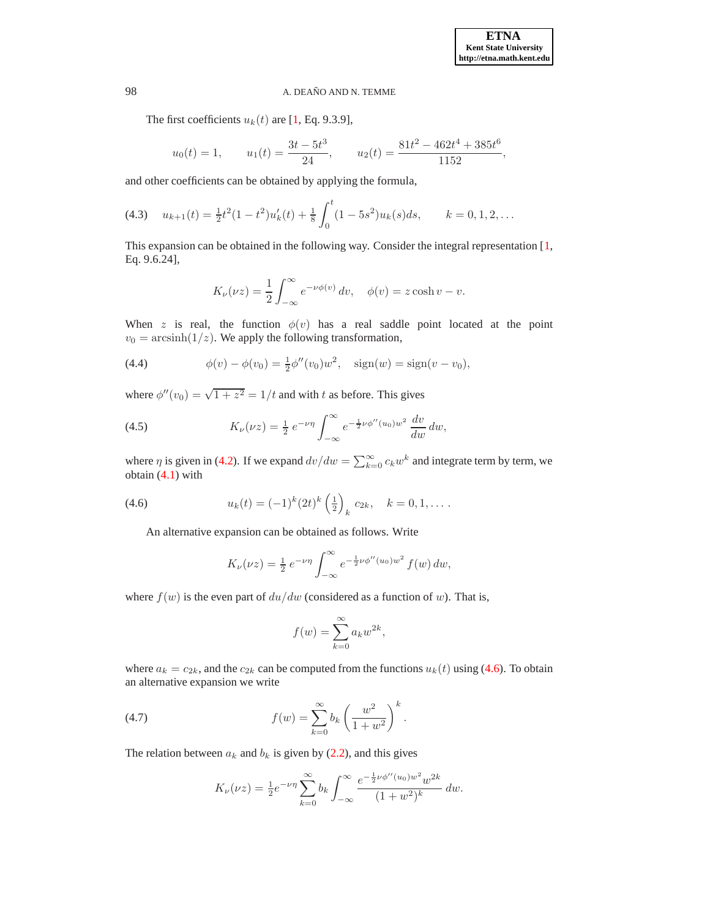The first coefficients $u_k(t)$ are [1, Eq. 9.3.9],

$$u_0(t) = 1, \qquad u_1(t) = \frac{3t - 5t^3}{24}, \qquad u_2(t) = \frac{81t^2 - 462t^4 + 385t^6}{1152},$$

and other coefficients can be obtained by applying the formula,

$$u_{k+1}(t) = \tfrac{1}{2}t^2(1-t^2)u_k'(t) + \tfrac{1}{8}\int_0^t (1-5s^2)u_k(s)ds, \qquad k = 0, 1, 2, \ldots \tag{4.3}$$

This expansion can be obtained in the following way. Consider the integral representation [1, Eq. 9.6.24],

$$K_\nu(\nu z) = \frac{1}{2}\int_{-\infty}^{\infty} e^{-\nu\phi(v)}\,dv, \quad \phi(v) = z\cosh v - v.$$

When $z$ is real, the function $\phi(v)$ has a real saddle point located at the point $v_0 = \operatorname{arcsinh}(1/z)$. We apply the following transformation,

$$\phi(v) - \phi(v_0) = \tfrac{1}{2}\phi''(v_0)w^2, \quad \operatorname{sign}(w) = \operatorname{sign}(v - v_0), \tag{4.4}$$

where $\phi''(v_0) = \sqrt{1+z^2} = 1/t$ and with $t$ as before. This gives

$$K_\nu(\nu z) = \tfrac{1}{2}\,e^{-\nu\eta}\int_{-\infty}^{\infty} e^{-\frac{1}{2}\nu\phi''(u_0)w^2}\,\frac{dv}{dw}\,dw, \tag{4.5}$$

where $\eta$ is given in (4.2). If we expand $dv/dw = \sum_{k=0}^{\infty} c_k w^k$ and integrate term by term, we obtain (4.1) with

$$u_k(t) = (-1)^k(2t)^k\left(\tfrac{1}{2}\right)_k c_{2k}, \quad k = 0, 1, \ldots. \tag{4.6}$$

An alternative expansion can be obtained as follows. Write

$$K_\nu(\nu z) = \tfrac{1}{2}\,e^{-\nu\eta}\int_{-\infty}^{\infty} e^{-\frac{1}{2}\nu\phi''(u_0)w^2}\,f(w)\,dw,$$

where $f(w)$ is the even part of $du/dw$ (considered as a function of $w$). That is,

$$f(w) = \sum_{k=0}^{\infty} a_k w^{2k},$$

where $a_k = c_{2k}$, and the $c_{2k}$ can be computed from the functions $u_k(t)$ using (4.6). To obtain an alternative expansion we write

$$f(w) = \sum_{k=0}^{\infty} b_k\left(\frac{w^2}{1+w^2}\right)^k. \tag{4.7}$$

The relation between $a_k$ and $b_k$ is given by (2.2), and this gives

$$K_\nu(\nu z) = \tfrac{1}{2}e^{-\nu\eta}\sum_{k=0}^{\infty} b_k\int_{-\infty}^{\infty}\frac{e^{-\frac{1}{2}\nu\phi''(u_0)w^2}w^{2k}}{(1+w^2)^k}\,dw.$$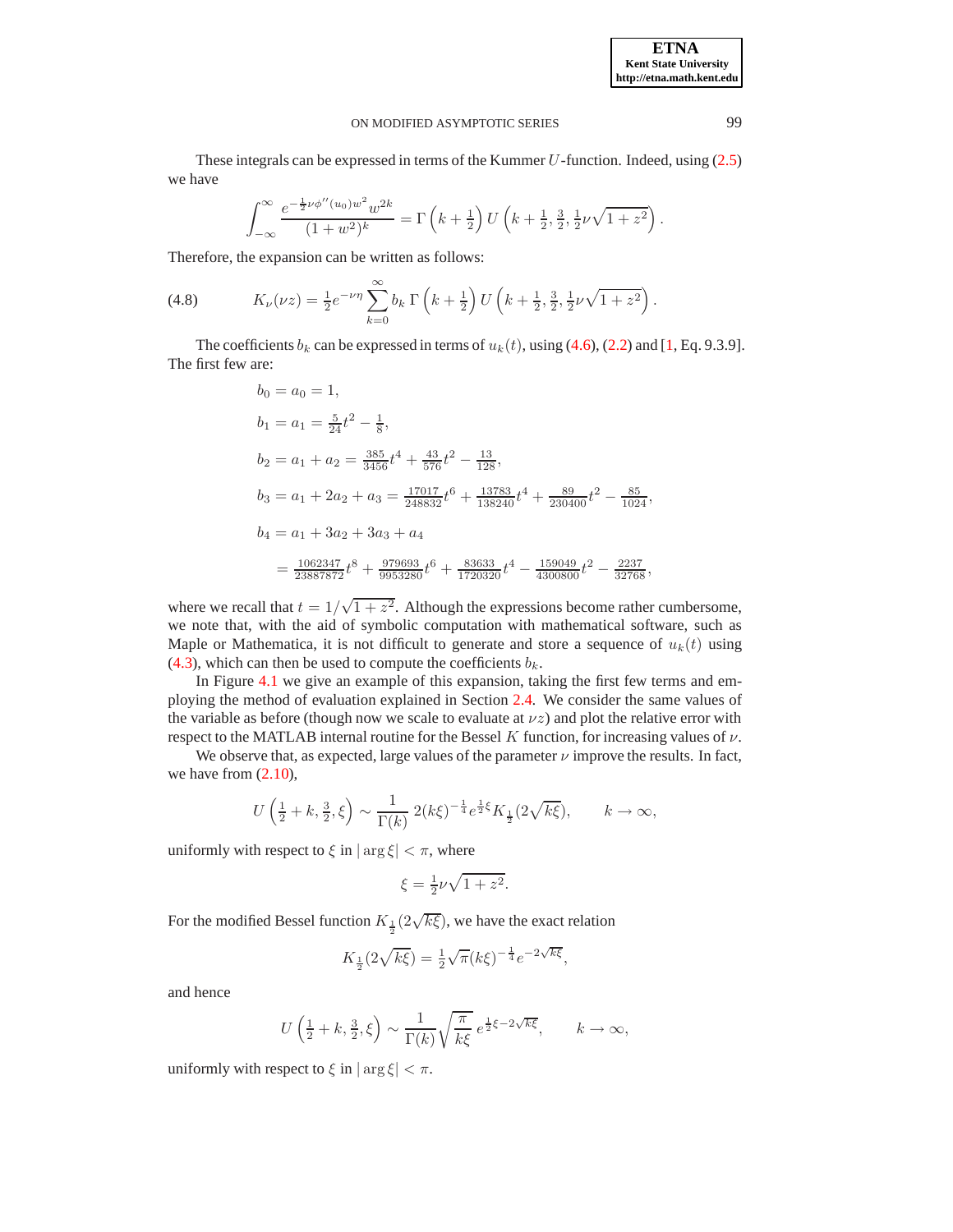These integrals can be expressed in terms of the Kummer $U$-function. Indeed, using (2.5) we have

$$\int_{-\infty}^{\infty} \frac{e^{-\frac{1}{2}\nu\phi''(u_0)w^2} w^{2k}}{(1+w^2)^k} = \Gamma\left(k+\tfrac{1}{2}\right) U\left(k+\tfrac{1}{2}, \tfrac{3}{2}, \tfrac{1}{2}\nu\sqrt{1+z^2}\right).$$

Therefore, the expansion can be written as follows:

$$K_\nu(\nu z) = \tfrac{1}{2}e^{-\nu\eta} \sum_{k=0}^{\infty} b_k\, \Gamma\left(k+\tfrac{1}{2}\right) U\left(k+\tfrac{1}{2}, \tfrac{3}{2}, \tfrac{1}{2}\nu\sqrt{1+z^2}\right). \tag{4.8}$$

The coefficients $b_k$ can be expressed in terms of $u_k(t)$, using (4.6), (2.2) and [1, Eq. 9.3.9]. The first few are:

$$
\begin{aligned}
b_0 &= a_0 = 1,\\
b_1 &= a_1 = \tfrac{5}{24}t^2 - \tfrac{1}{8},\\
b_2 &= a_1 + a_2 = \tfrac{385}{3456}t^4 + \tfrac{43}{576}t^2 - \tfrac{13}{128},\\
b_3 &= a_1 + 2a_2 + a_3 = \tfrac{17017}{248832}t^6 + \tfrac{13783}{138240}t^4 + \tfrac{89}{230400}t^2 - \tfrac{85}{1024},\\
b_4 &= a_1 + 3a_2 + 3a_3 + a_4\\
&= \tfrac{1062347}{23887872}t^8 + \tfrac{979693}{9953280}t^6 + \tfrac{83633}{1720320}t^4 - \tfrac{159049}{4300800}t^2 - \tfrac{2237}{32768},
\end{aligned}
$$

where we recall that $t = 1/\sqrt{1+z^2}$. Although the expressions become rather cumbersome, we note that, with the aid of symbolic computation with mathematical software, such as Maple or Mathematica, it is not difficult to generate and store a sequence of $u_k(t)$ using (4.3), which can then be used to compute the coefficients $b_k$.

In Figure 4.1 we give an example of this expansion, taking the first few terms and employing the method of evaluation explained in Section 2.4. We consider the same values of the variable as before (though now we scale to evaluate at $\nu z$) and plot the relative error with respect to the MATLAB internal routine for the Bessel $K$ function, for increasing values of $\nu$.

We observe that, as expected, large values of the parameter $\nu$ improve the results. In fact, we have from (2.10),

$$U\left(\tfrac{1}{2}+k, \tfrac{3}{2}, \xi\right) \sim \frac{1}{\Gamma(k)}\, 2(k\xi)^{-\frac{1}{4}} e^{\frac{1}{2}\xi} K_{\frac{1}{2}}(2\sqrt{k\xi}), \qquad k\to\infty,$$

uniformly with respect to $\xi$ in $|\arg\xi| < \pi$, where

$$\xi = \tfrac{1}{2}\nu\sqrt{1+z^2}.$$

For the modified Bessel function $K_{\frac{1}{2}}(2\sqrt{k\xi})$, we have the exact relation

$$K_{\frac{1}{2}}(2\sqrt{k\xi}) = \tfrac{1}{2}\sqrt{\pi}(k\xi)^{-\frac{1}{4}} e^{-2\sqrt{k\xi}},$$

and hence

$$U\left(\tfrac{1}{2}+k, \tfrac{3}{2}, \xi\right) \sim \frac{1}{\Gamma(k)}\sqrt{\frac{\pi}{k\xi}}\, e^{\frac{1}{2}\xi - 2\sqrt{k\xi}}, \qquad k\to\infty,$$

uniformly with respect to $\xi$ in $|\arg\xi| < \pi$.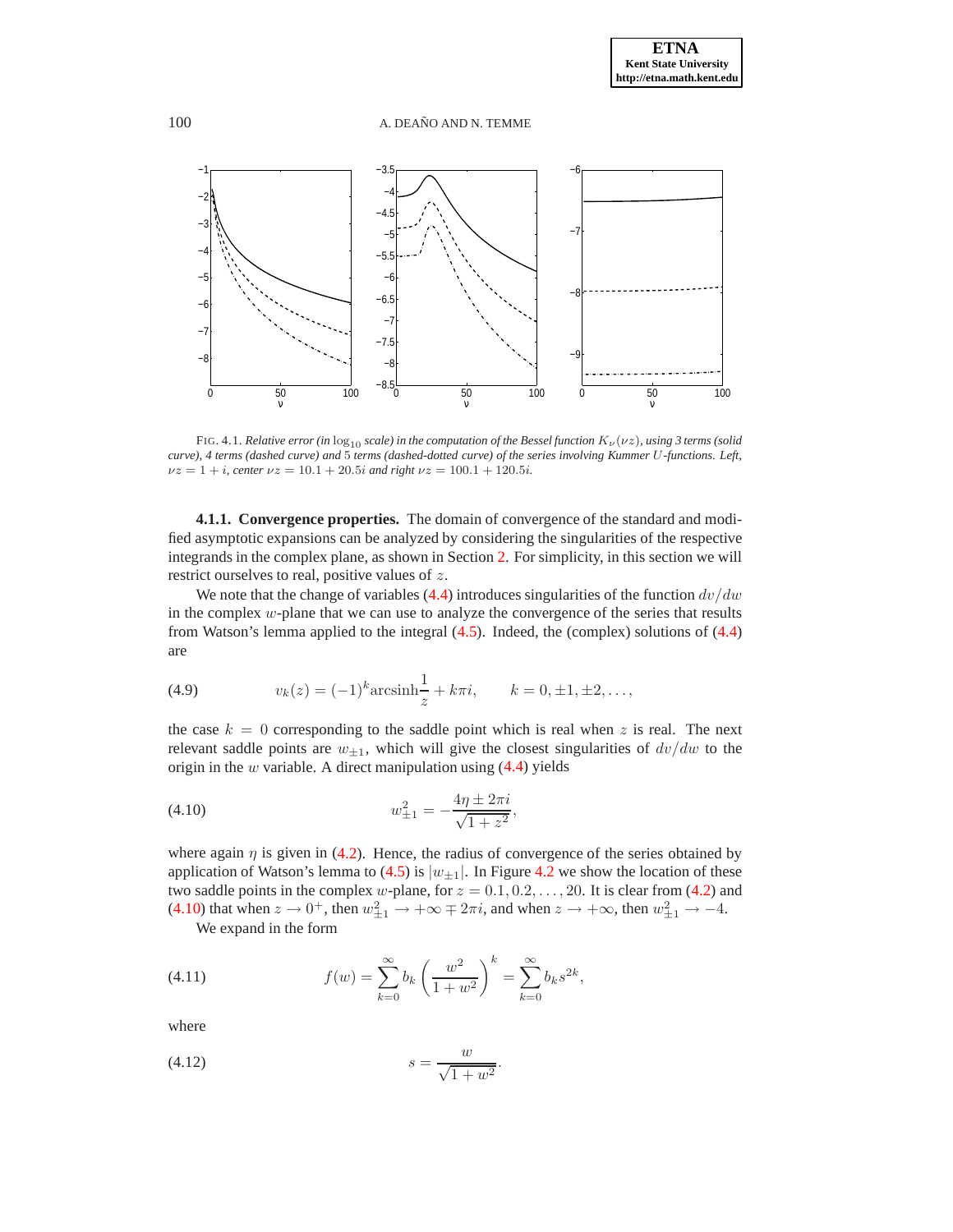FIG. 4.1. *Relative error (in $\log_{10}$ scale) in the computation of the Bessel function $K_\nu(\nu z)$, using 3 terms (solid curve), 4 terms (dashed curve) and 5 terms (dashed-dotted curve) of the series involving Kummer U-functions. Left, $\nu z = 1 + i$, center $\nu z = 10.1 + 20.5i$ and right $\nu z = 100.1 + 120.5i$.*

#### 4.1.1. Convergence properties.

The domain of convergence of the standard and modified asymptotic expansions can be analyzed by considering the singularities of the respective integrands in the complex plane, as shown in Section 2. For simplicity, in this section we will restrict ourselves to real, positive values of $z$.

We note that the change of variables (4.4) introduces singularities of the function $dv/dw$ in the complex $w$-plane that we can use to analyze the convergence of the series that results from Watson's lemma applied to the integral (4.5). Indeed, the (complex) solutions of (4.4) are

$$v_k(z) = (-1)^k \text{arcsinh}\frac{1}{z} + k\pi i, \qquad k = 0, \pm 1, \pm 2, \ldots, \tag{4.9}$$

the case $k = 0$ corresponding to the saddle point which is real when $z$ is real. The next relevant saddle points are $w_{\pm 1}$, which will give the closest singularities of $dv/dw$ to the origin in the $w$ variable. A direct manipulation using (4.4) yields

$$w_{\pm 1}^2 = -\frac{4\eta \pm 2\pi i}{\sqrt{1+z^2}}, \tag{4.10}$$

where again $\eta$ is given in (4.2). Hence, the radius of convergence of the series obtained by application of Watson's lemma to (4.5) is $|w_{\pm 1}|$. In Figure 4.2 we show the location of these two saddle points in the complex $w$-plane, for $z = 0.1, 0.2, \ldots, 20$. It is clear from (4.2) and (4.10) that when $z \to 0^+$, then $w_{\pm 1}^2 \to +\infty \mp 2\pi i$, and when $z \to +\infty$, then $w_{\pm 1}^2 \to -4$.

We expand in the form

$$f(w) = \sum_{k=0}^{\infty} b_k \left(\frac{w^2}{1+w^2}\right)^k = \sum_{k=0}^{\infty} b_k s^{2k}, \tag{4.11}$$

where

$$s = \frac{w}{\sqrt{1+w^2}}. \tag{4.12}$$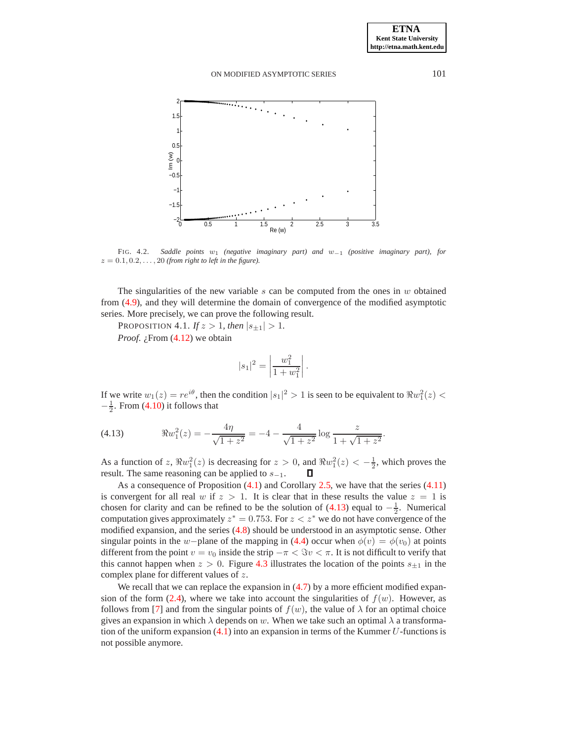FIG. 4.2. *Saddle points $w_1$ (negative imaginary part) and $w_{-1}$ (positive imaginary part), for $z = 0.1, 0.2, \ldots, 20$ (from right to left in the figure).*

The singularities of the new variable $s$ can be computed from the ones in $w$ obtained from (4.9), and they will determine the domain of convergence of the modified asymptotic series. More precisely, we can prove the following result.

PROPOSITION 4.1. *If $z > 1$, then $|s_{\pm 1}| > 1$.*

*Proof.* ¿From (4.12) we obtain

$$|s_1|^2 = \left| \frac{w_1^2}{1 + w_1^2} \right|.$$

If we write $w_1(z) = re^{i\theta}$, then the condition $|s_1|^2 > 1$ is seen to be equivalent to $\Re w_1^2(z) < -\frac{1}{2}$. From (4.10) it follows that

$$\Re w_1^2(z) = -\frac{4\eta}{\sqrt{1+z^2}} = -4 - \frac{4}{\sqrt{1+z^2}} \log \frac{z}{1+\sqrt{1+z^2}}. \tag{4.13}$$

As a function of $z$, $\Re w_1^2(z)$ is decreasing for $z > 0$, and $\Re w_1^2(z) < -\frac{1}{2}$, which proves the result. The same reasoning can be applied to $s_{-1}$. ∎

As a consequence of Proposition (4.1) and Corollary 2.5, we have that the series (4.11) is convergent for all real $w$ if $z > 1$. It is clear that in these results the value $z = 1$ is chosen for clarity and can be refined to be the solution of (4.13) equal to $-\frac{1}{2}$. Numerical computation gives approximately $z^* = 0.753$. For $z < z^*$ we do not have convergence of the modified expansion, and the series (4.8) should be understood in an asymptotic sense. Other singular points in the $w-$plane of the mapping in (4.4) occur when $\phi(v) = \phi(v_0)$ at points different from the point $v = v_0$ inside the strip $-\pi < \Im v < \pi$. It is not difficult to verify that this cannot happen when $z > 0$. Figure 4.3 illustrates the location of the points $s_{\pm 1}$ in the complex plane for different values of $z$.

We recall that we can replace the expansion in (4.7) by a more efficient modified expansion of the form (2.4), where we take into account the singularities of $f(w)$. However, as follows from [7] and from the singular points of $f(w)$, the value of $\lambda$ for an optimal choice gives an expansion in which $\lambda$ depends on $w$. When we take such an optimal $\lambda$ a transformation of the uniform expansion (4.1) into an expansion in terms of the Kummer $U$-functions is not possible anymore.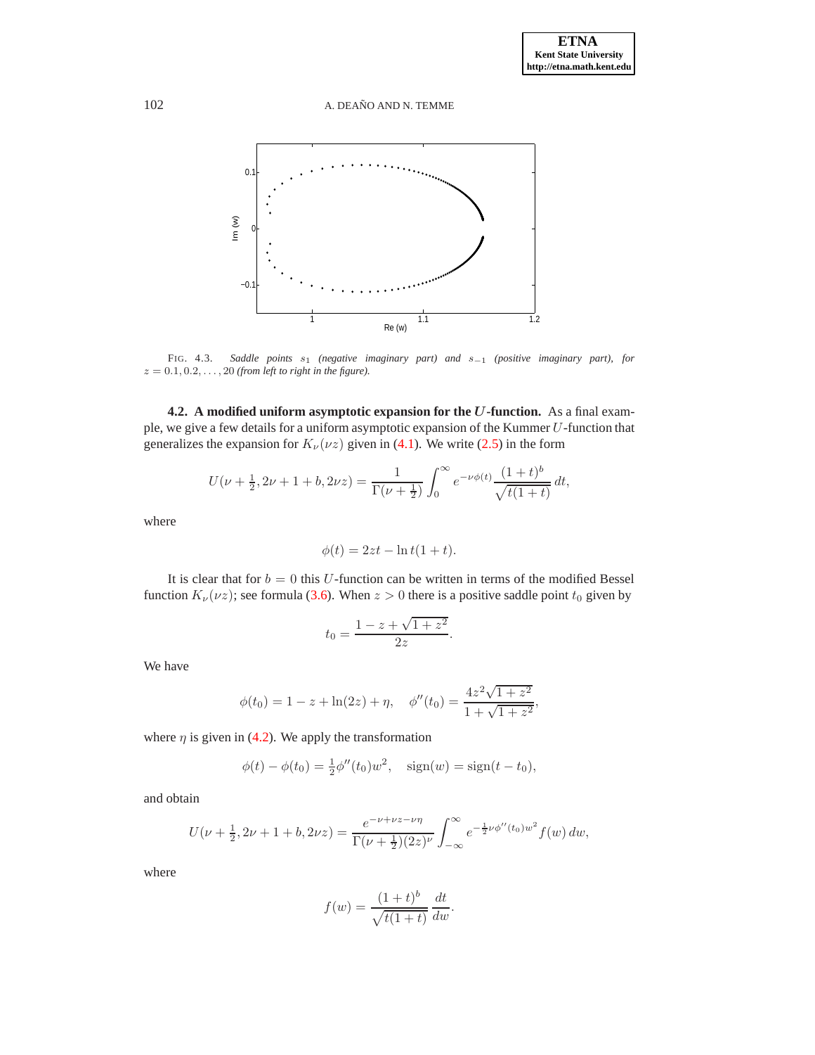FIG. 4.3. *Saddle points $s_1$ (negative imaginary part) and $s_{-1}$ (positive imaginary part), for $z = 0.1, 0.2, \ldots, 20$ (from left to right in the figure).*

**4.2. A modified uniform asymptotic expansion for the $U$-function.** As a final example, we give a few details for a uniform asymptotic expansion of the Kummer $U$-function that generalizes the expansion for $K_\nu(\nu z)$ given in (4.1). We write (2.5) in the form

$$U(\nu + \tfrac{1}{2}, 2\nu + 1 + b, 2\nu z) = \frac{1}{\Gamma(\nu + \frac{1}{2})} \int_0^\infty e^{-\nu\phi(t)} \frac{(1+t)^b}{\sqrt{t(1+t)}}\, dt,$$

where

$$\phi(t) = 2zt - \ln t(1+t).$$

It is clear that for $b = 0$ this $U$-function can be written in terms of the modified Bessel function $K_\nu(\nu z)$; see formula (3.6). When $z > 0$ there is a positive saddle point $t_0$ given by

$$t_0 = \frac{1 - z + \sqrt{1+z^2}}{2z}.$$

We have

$$\phi(t_0) = 1 - z + \ln(2z) + \eta, \quad \phi''(t_0) = \frac{4z^2\sqrt{1+z^2}}{1+\sqrt{1+z^2}},$$

where $\eta$ is given in (4.2). We apply the transformation

$$\phi(t) - \phi(t_0) = \tfrac{1}{2}\phi''(t_0)w^2, \quad \operatorname{sign}(w) = \operatorname{sign}(t - t_0),$$

and obtain

$$U(\nu + \tfrac{1}{2}, 2\nu + 1 + b, 2\nu z) = \frac{e^{-\nu + \nu z - \nu\eta}}{\Gamma(\nu + \frac{1}{2})(2z)^\nu} \int_{-\infty}^\infty e^{-\frac{1}{2}\nu\phi''(t_0)w^2} f(w)\, dw,$$

where

$$f(w) = \frac{(1+t)^b}{\sqrt{t(1+t)}} \frac{dt}{dw}.$$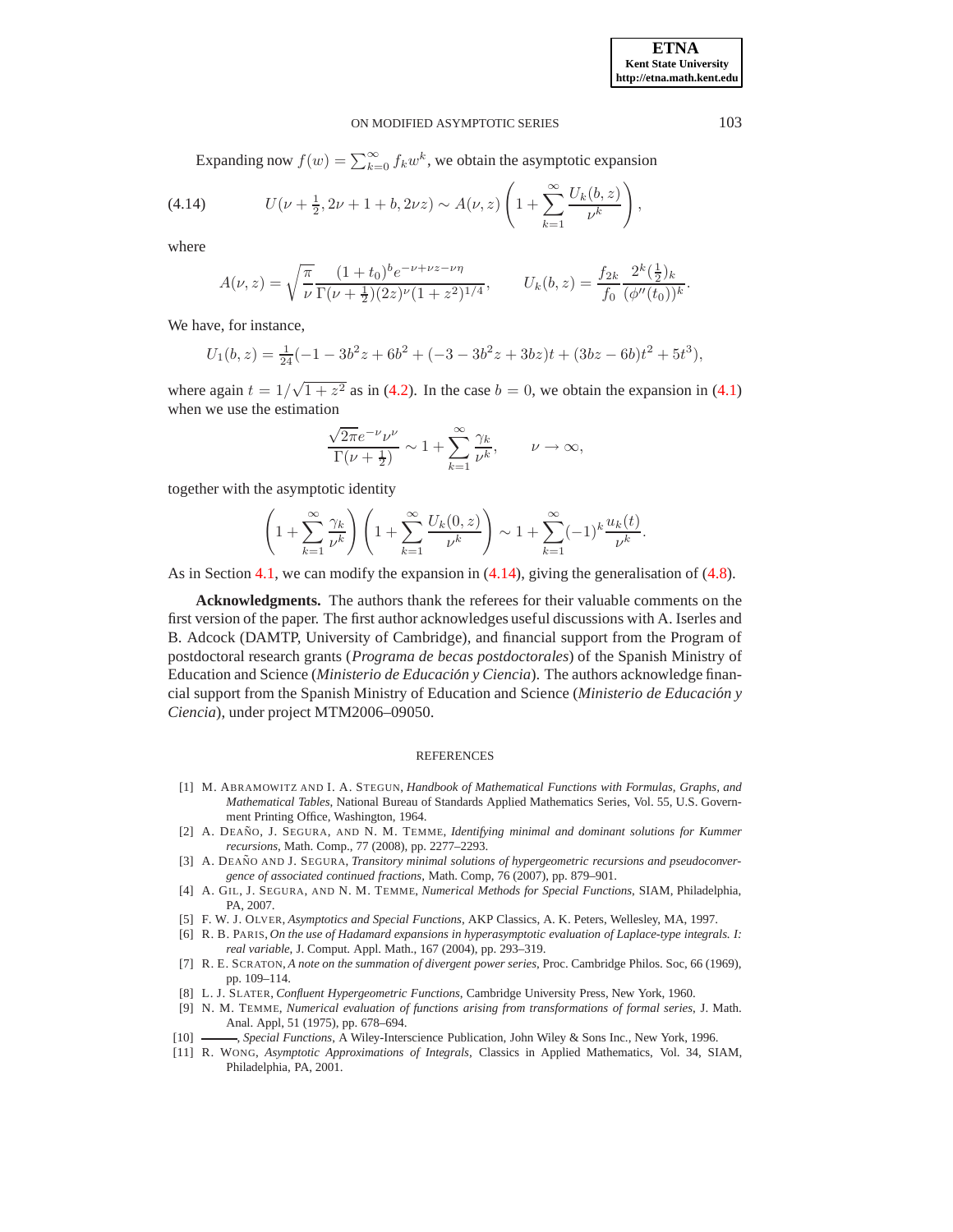Expanding now $f(w) = \sum_{k=0}^{\infty} f_k w^k$, we obtain the asymptotic expansion

$$U(\nu + \tfrac{1}{2}, 2\nu + 1 + b, 2\nu z) \sim A(\nu, z) \left( 1 + \sum_{k=1}^{\infty} \frac{U_k(b, z)}{\nu^k} \right), \tag{4.14}$$

where

$$A(\nu, z) = \sqrt{\frac{\pi}{\nu}} \frac{(1 + t_0)^b e^{-\nu + \nu z - \nu \eta}}{\Gamma(\nu + \frac{1}{2})(2z)^{\nu}(1 + z^2)^{1/4}}, \qquad U_k(b, z) = \frac{f_{2k}}{f_0} \frac{2^k (\frac{1}{2})_k}{(\phi''(t_0))^k}.$$

We have, for instance,

$$U_1(b, z) = \tfrac{1}{24}(-1 - 3b^2 z + 6b^2 + (-3 - 3b^2 z + 3bz)t + (3bz - 6b)t^2 + 5t^3),$$

where again $t = 1/\sqrt{1 + z^2}$ as in (4.2). In the case $b = 0$, we obtain the expansion in (4.1) when we use the estimation

$$\frac{\sqrt{2\pi} e^{-\nu} \nu^{\nu}}{\Gamma(\nu + \frac{1}{2})} \sim 1 + \sum_{k=1}^{\infty} \frac{\gamma_k}{\nu^k}, \qquad \nu \to \infty,$$

together with the asymptotic identity

$$\left( 1 + \sum_{k=1}^{\infty} \frac{\gamma_k}{\nu^k} \right) \left( 1 + \sum_{k=1}^{\infty} \frac{U_k(0, z)}{\nu^k} \right) \sim 1 + \sum_{k=1}^{\infty} (-1)^k \frac{u_k(t)}{\nu^k}.$$

As in Section 4.1, we can modify the expansion in (4.14), giving the generalisation of (4.8).

**Acknowledgments.** The authors thank the referees for their valuable comments on the first version of the paper. The first author acknowledges useful discussions with A. Iserles and B. Adcock (DAMTP, University of Cambridge), and financial support from the Program of postdoctoral research grants (*Programa de becas postdoctorales*) of the Spanish Ministry of Education and Science (*Ministerio de Educación y Ciencia*). The authors acknowledge financial support from the Spanish Ministry of Education and Science (*Ministerio de Educación y Ciencia*), under project MTM2006–09050.

## REFERENCES

[1] M. Abramowitz and I. A. Stegun, *Handbook of Mathematical Functions with Formulas, Graphs, and Mathematical Tables*, National Bureau of Standards Applied Mathematics Series, Vol. 55, U.S. Government Printing Office, Washington, 1964.

[2] A. Deaño, J. Segura, and N. M. Temme, *Identifying minimal and dominant solutions for Kummer recursions*, Math. Comp., 77 (2008), pp. 2277–2293.

[3] A. Deaño and J. Segura, *Transitory minimal solutions of hypergeometric recursions and pseudoconvergence of associated continued fractions*, Math. Comp, 76 (2007), pp. 879–901.

[4] A. Gil, J. Segura, and N. M. Temme, *Numerical Methods for Special Functions*, SIAM, Philadelphia, PA, 2007.

[5] F. W. J. Olver, *Asymptotics and Special Functions*, AKP Classics, A. K. Peters, Wellesley, MA, 1997.

[6] R. B. Paris, *On the use of Hadamard expansions in hyperasymptotic evaluation of Laplace-type integrals. I: real variable*, J. Comput. Appl. Math., 167 (2004), pp. 293–319.

[7] R. E. Scraton, *A note on the summation of divergent power series*, Proc. Cambridge Philos. Soc, 66 (1969), pp. 109–114.

[8] L. J. Slater, *Confluent Hypergeometric Functions*, Cambridge University Press, New York, 1960.

[9] N. M. Temme, *Numerical evaluation of functions arising from transformations of formal series*, J. Math. Anal. Appl, 51 (1975), pp. 678–694.

[10] ———, *Special Functions*, A Wiley-Interscience Publication, John Wiley & Sons Inc., New York, 1996.

[11] R. Wong, *Asymptotic Approximations of Integrals*, Classics in Applied Mathematics, Vol. 34, SIAM, Philadelphia, PA, 2001.